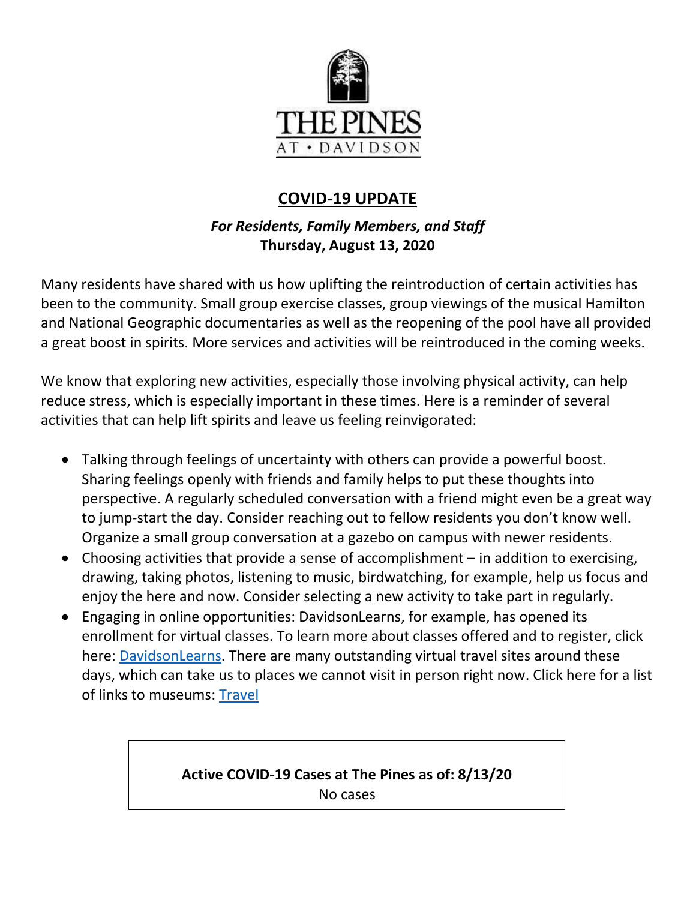THE PINES AT • DAVIDSON

# COVID-19 UPDATE

***For Residents, Family Members, and Staff***
**Thursday, August 13, 2020**

Many residents have shared with us how uplifting the reintroduction of certain activities has been to the community. Small group exercise classes, group viewings of the musical Hamilton and National Geographic documentaries as well as the reopening of the pool have all provided a great boost in spirits. More services and activities will be reintroduced in the coming weeks.

We know that exploring new activities, especially those involving physical activity, can help reduce stress, which is especially important in these times. Here is a reminder of several activities that can help lift spirits and leave us feeling reinvigorated:

- Talking through feelings of uncertainty with others can provide a powerful boost. Sharing feelings openly with friends and family helps to put these thoughts into perspective. A regularly scheduled conversation with a friend might even be a great way to jump-start the day. Consider reaching out to fellow residents you don't know well. Organize a small group conversation at a gazebo on campus with newer residents.
- Choosing activities that provide a sense of accomplishment – in addition to exercising, drawing, taking photos, listening to music, birdwatching, for example, help us focus and enjoy the here and now. Consider selecting a new activity to take part in regularly.
- Engaging in online opportunities: DavidsonLearns, for example, has opened its enrollment for virtual classes. To learn more about classes offered and to register, click here: DavidsonLearns. There are many outstanding virtual travel sites around these days, which can take us to places we cannot visit in person right now. Click here for a list of links to museums: Travel

**Active COVID-19 Cases at The Pines as of: 8/13/20**
No cases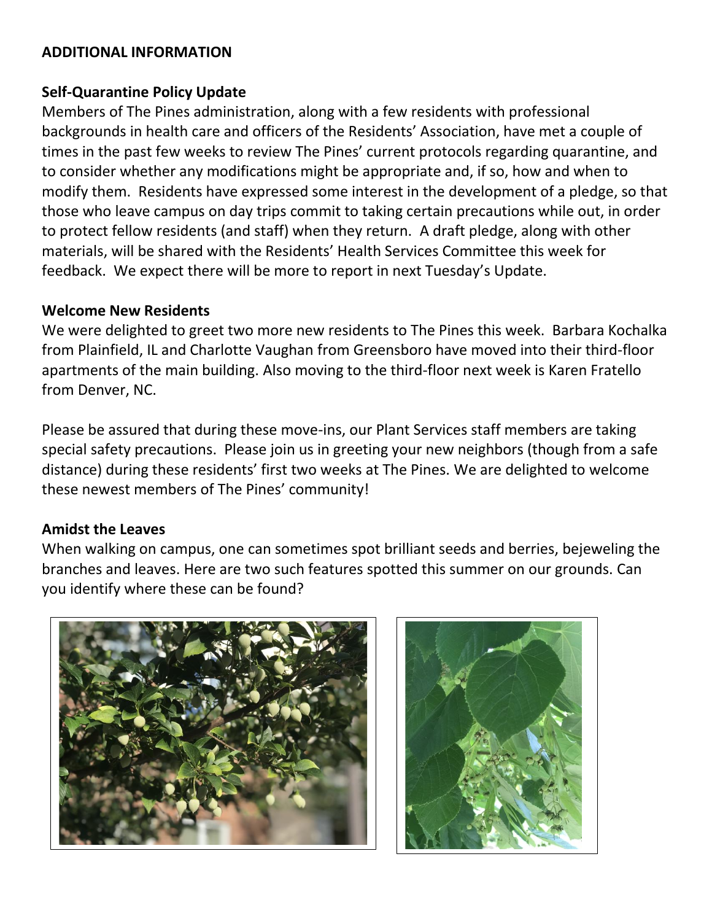## ADDITIONAL INFORMATION

### Self-Quarantine Policy Update

Members of The Pines administration, along with a few residents with professional backgrounds in health care and officers of the Residents' Association, have met a couple of times in the past few weeks to review The Pines' current protocols regarding quarantine, and to consider whether any modifications might be appropriate and, if so, how and when to modify them. Residents have expressed some interest in the development of a pledge, so that those who leave campus on day trips commit to taking certain precautions while out, in order to protect fellow residents (and staff) when they return. A draft pledge, along with other materials, will be shared with the Residents' Health Services Committee this week for feedback. We expect there will be more to report in next Tuesday's Update.

### Welcome New Residents

We were delighted to greet two more new residents to The Pines this week. Barbara Kochalka from Plainfield, IL and Charlotte Vaughan from Greensboro have moved into their third-floor apartments of the main building. Also moving to the third-floor next week is Karen Fratello from Denver, NC.

Please be assured that during these move-ins, our Plant Services staff members are taking special safety precautions. Please join us in greeting your new neighbors (though from a safe distance) during these residents' first two weeks at The Pines. We are delighted to welcome these newest members of The Pines' community!

### Amidst the Leaves

When walking on campus, one can sometimes spot brilliant seeds and berries, bejeweling the branches and leaves. Here are two such features spotted this summer on our grounds. Can you identify where these can be found?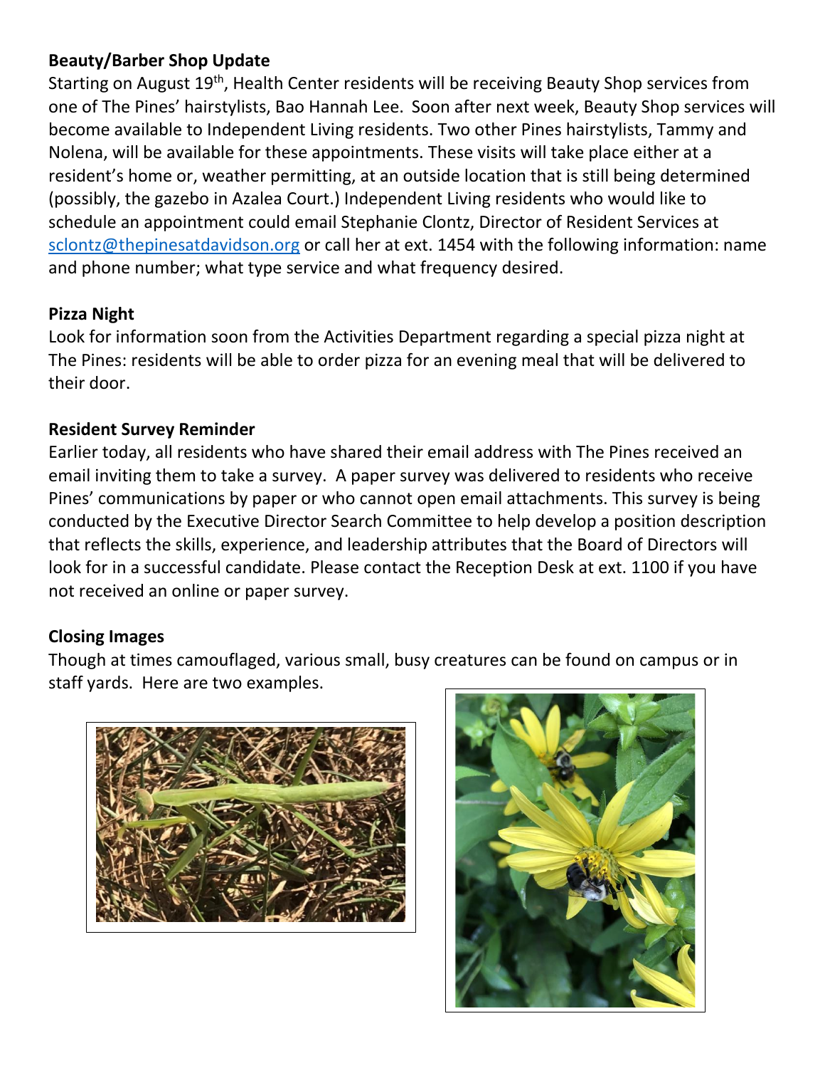**Beauty/Barber Shop Update**

Starting on August 19th, Health Center residents will be receiving Beauty Shop services from one of The Pines' hairstylists, Bao Hannah Lee. Soon after next week, Beauty Shop services will become available to Independent Living residents. Two other Pines hairstylists, Tammy and Nolena, will be available for these appointments. These visits will take place either at a resident's home or, weather permitting, at an outside location that is still being determined (possibly, the gazebo in Azalea Court.) Independent Living residents who would like to schedule an appointment could email Stephanie Clontz, Director of Resident Services at sclontz@thepinesatdavidson.org or call her at ext. 1454 with the following information: name and phone number; what type service and what frequency desired.

**Pizza Night**

Look for information soon from the Activities Department regarding a special pizza night at The Pines: residents will be able to order pizza for an evening meal that will be delivered to their door.

**Resident Survey Reminder**

Earlier today, all residents who have shared their email address with The Pines received an email inviting them to take a survey. A paper survey was delivered to residents who receive Pines' communications by paper or who cannot open email attachments. This survey is being conducted by the Executive Director Search Committee to help develop a position description that reflects the skills, experience, and leadership attributes that the Board of Directors will look for in a successful candidate. Please contact the Reception Desk at ext. 1100 if you have not received an online or paper survey.

**Closing Images**

Though at times camouflaged, various small, busy creatures can be found on campus or in staff yards. Here are two examples.